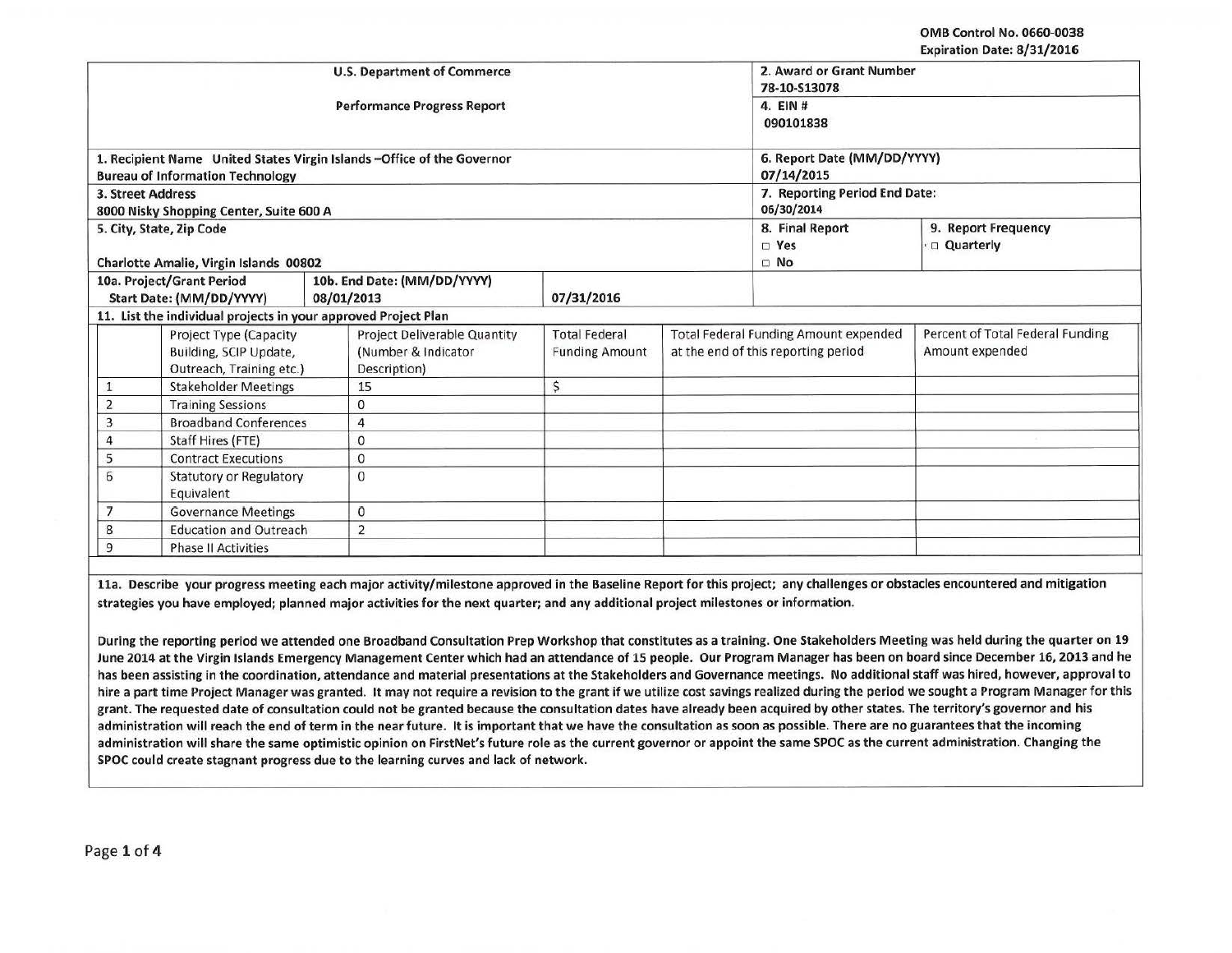OMB Control No. 0660-0038
Expiration Date: 8/31/2016

| U.S. Department of Commerce<br><br>Performance Progress Report | | 2. Award or Grant Number<br>78-10-S13078 | |
|---|---|---|---|
| | | 4. EIN #<br>090101838 | |
| 1. Recipient Name United States Virgin Islands –Office of the Governor<br>Bureau of Information Technology | | 6. Report Date (MM/DD/YYYY)<br>07/14/2015 | |
| 3. Street Address<br>8000 Nisky Shopping Center, Suite 600 A | | 7. Reporting Period End Date:<br>06/30/2014 | |
| 5. City, State, Zip Code<br><br>Charlotte Amalie, Virgin Islands 00802 | | 8. Final Report<br>□ Yes<br>□ No | 9. Report Frequency<br>□ Quarterly |
| 10a. Project/Grant Period<br>Start Date: (MM/DD/YYYY) 08/01/2013 | 10b. End Date: (MM/DD/YYYY)<br>07/31/2016 | | |

11. List the individual projects in your approved Project Plan

| | Project Type (Capacity Building, SCIP Update, Outreach, Training etc.) | Project Deliverable Quantity (Number & Indicator Description) | Total Federal Funding Amount | Total Federal Funding Amount expended at the end of this reporting period | Percent of Total Federal Funding Amount expended |
|---|---|---|---|---|---|
| 1 | Stakeholder Meetings | 15 | $ | | |
| 2 | Training Sessions | 0 | | | |
| 3 | Broadband Conferences | 4 | | | |
| 4 | Staff Hires (FTE) | 0 | | | |
| 5 | Contract Executions | 0 | | | |
| 6 | Statutory or Regulatory Equivalent | 0 | | | |
| 7 | Governance Meetings | 0 | | | |
| 8 | Education and Outreach | 2 | | | |
| 9 | Phase II Activities | | | | |

**11a. Describe your progress meeting each major activity/milestone approved in the Baseline Report for this project; any challenges or obstacles encountered and mitigation strategies you have employed; planned major activities for the next quarter; and any additional project milestones or information.**

**During the reporting period we attended one Broadband Consultation Prep Workshop that constitutes as a training. One Stakeholders Meeting was held during the quarter on 19 June 2014 at the Virgin Islands Emergency Management Center which had an attendance of 15 people. Our Program Manager has been on board since December 16, 2013 and he has been assisting in the coordination, attendance and material presentations at the Stakeholders and Governance meetings. No additional staff was hired, however, approval to hire a part time Project Manager was granted. It may not require a revision to the grant if we utilize cost savings realized during the period we sought a Program Manager for this grant. The requested date of consultation could not be granted because the consultation dates have already been acquired by other states. The territory's governor and his administration will reach the end of term in the near future. It is important that we have the consultation as soon as possible. There are no guarantees that the incoming administration will share the same optimistic opinion on FirstNet's future role as the current governor or appoint the same SPOC as the current administration. Changing the SPOC could create stagnant progress due to the learning curves and lack of network.**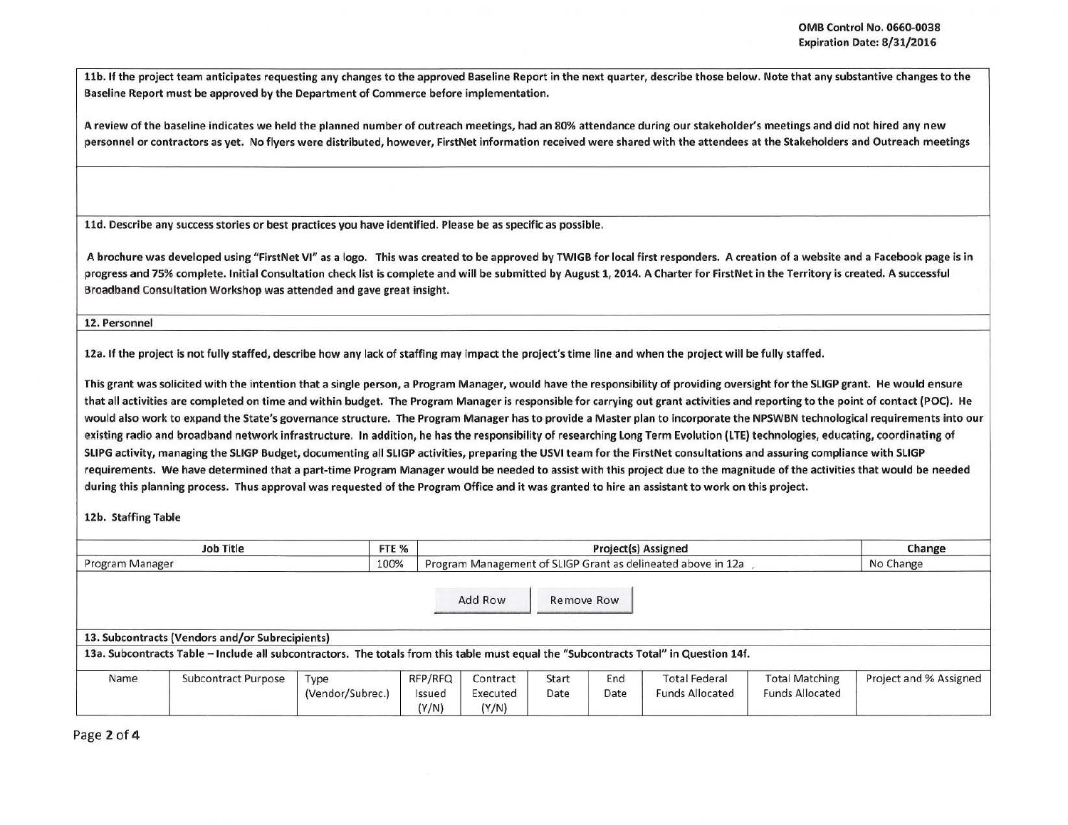**11b. If the project team anticipates requesting any changes to the approved Baseline Report in the next quarter, describe those below. Note that any substantive changes to the Baseline Report must be approved by the Department of Commerce before implementation.**

A review of the baseline indicates we held the planned number of outreach meetings, had an 80% attendance during our stakeholder's meetings and did not hired any new personnel or contractors as yet. No flyers were distributed, however, FirstNet information received were shared with the attendees at the Stakeholders and Outreach meetings

**11d. Describe any success stories or best practices you have identified. Please be as specific as possible.**

A brochure was developed using "FirstNet VI" as a logo. This was created to be approved by TWIGB for local first responders. A creation of a website and a Facebook page is in progress and 75% complete. Initial Consultation check list is complete and will be submitted by August 1, 2014. A Charter for FirstNet in the Territory is created. A successful Broadband Consultation Workshop was attended and gave great insight.

## 12. Personnel

**12a. If the project is not fully staffed, describe how any lack of staffing may impact the project's time line and when the project will be fully staffed.**

This grant was solicited with the intention that a single person, a Program Manager, would have the responsibility of providing oversight for the SLIGP grant. He would ensure that all activities are completed on time and within budget. The Program Manager is responsible for carrying out grant activities and reporting to the point of contact (POC). He would also work to expand the State's governance structure. The Program Manager has to provide a Master plan to incorporate the NPSWBN technological requirements into our existing radio and broadband network infrastructure. In addition, he has the responsibility of researching Long Term Evolution (LTE) technologies, educating, coordinating of SLIPG activity, managing the SLIGP Budget, documenting all SLIGP activities, preparing the USVI team for the FirstNet consultations and assuring compliance with SLIGP requirements. We have determined that a part-time Program Manager would be needed to assist with this project due to the magnitude of the activities that would be needed during this planning process. Thus approval was requested of the Program Office and it was granted to hire an assistant to work on this project.

**12b. Staffing Table**

| Job Title | FTE % | Project(s) Assigned | Change |
|---|---|---|---|
| Program Manager | 100% | Program Management of SLIGP Grant as delineated above in 12a | No Change |

## 13. Subcontracts (Vendors and/or Subrecipients)

**13a. Subcontracts Table – Include all subcontractors. The totals from this table must equal the "Subcontracts Total" in Question 14f.**

| Name | Subcontract Purpose | Type (Vendor/Subrec.) | RFP/RFQ Issued (Y/N) | Contract Executed (Y/N) | Start Date | End Date | Total Federal Funds Allocated | Total Matching Funds Allocated | Project and % Assigned |
|---|---|---|---|---|---|---|---|---|---|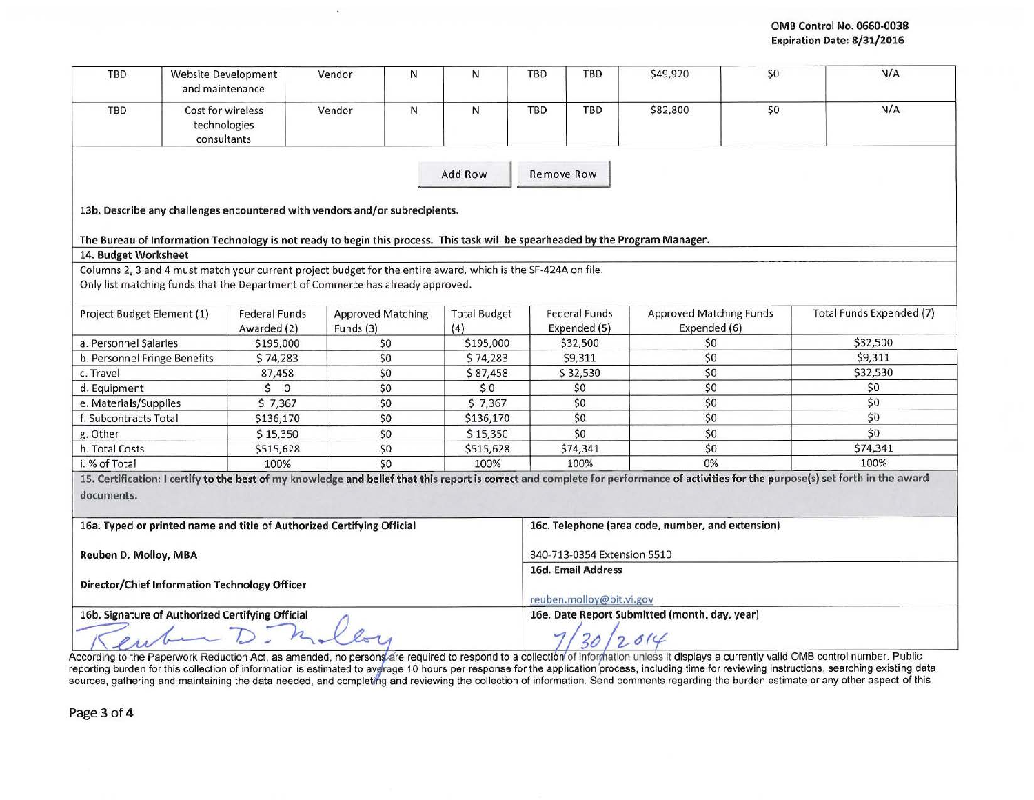| TBD | Website Development and maintenance | Vendor | N | N | TBD | TBD | $49,920 | $0 | N/A |
|---|---|---|---|---|---|---|---|---|---|
| TBD | Cost for wireless technologies consultants | Vendor | N | N | TBD | TBD | $82,800 | $0 | N/A |

Add Row Remove Row

**13b. Describe any challenges encountered with vendors and/or subrecipients.**

**The Bureau of Information Technology is not ready to begin this process. This task will be spearheaded by the Program Manager.**

**14. Budget Worksheet**

Columns 2, 3 and 4 must match your current project budget for the entire award, which is the SF-424A on file.
Only list matching funds that the Department of Commerce has already approved.

| Project Budget Element (1) | Federal Funds Awarded (2) | Approved Matching Funds (3) | Total Budget (4) | Federal Funds Expended (5) | Approved Matching Funds Expended (6) | Total Funds Expended (7) |
|---|---|---|---|---|---|---|
| a. Personnel Salaries | $195,000 | $0 | $195,000 | $32,500 | $0 | $32,500 |
| b. Personnel Fringe Benefits | $ 74,283 | $0 | $ 74,283 | $9,311 | $0 | $9,311 |
| c. Travel | 87,458 | $0 | $ 87,458 | $ 32,530 | $0 | $32,530 |
| d. Equipment | $ 0 | $0 | $ 0 | $0 | $0 | $0 |
| e. Materials/Supplies | $ 7,367 | $0 | $ 7,367 | $0 | $0 | $0 |
| f. Subcontracts Total | $136,170 | $0 | $136,170 | $0 | $0 | $0 |
| g. Other | $ 15,350 | $0 | $ 15,350 | $0 | $0 | $0 |
| h. Total Costs | $515,628 | $0 | $515,628 | $74,341 | $0 | $74,341 |
| i. % of Total | 100% | $0 | 100% | 100% | 0% | 100% |

**15. Certification: I certify to the best of my knowledge and belief that this report is correct and complete for performance of activities for the purpose(s) set forth in the award documents.**

| 16a. Typed or printed name and title of Authorized Certifying Official | 16c. Telephone (area code, number, and extension) |
|---|---|
| **Reuben D. Molloy, MBA** **Director/Chief Information Technology Officer** | 340-713-0354 Extension 5510 |
| | **16d. Email Address** reuben.molloy@bit.vi.gov |
| **16b. Signature of Authorized Certifying Official** Reuben D. Molloy | **16e. Date Report Submitted (month, day, year)** 7/30/2014 |

According to the Paperwork Reduction Act, as amended, no persons are required to respond to a collection of information unless it displays a currently valid OMB control number. Public reporting burden for this collection of information is estimated to average 10 hours per response for the application process, including time for reviewing instructions, searching existing data sources, gathering and maintaining the data needed, and completing and reviewing the collection of information. Send comments regarding the burden estimate or any other aspect of this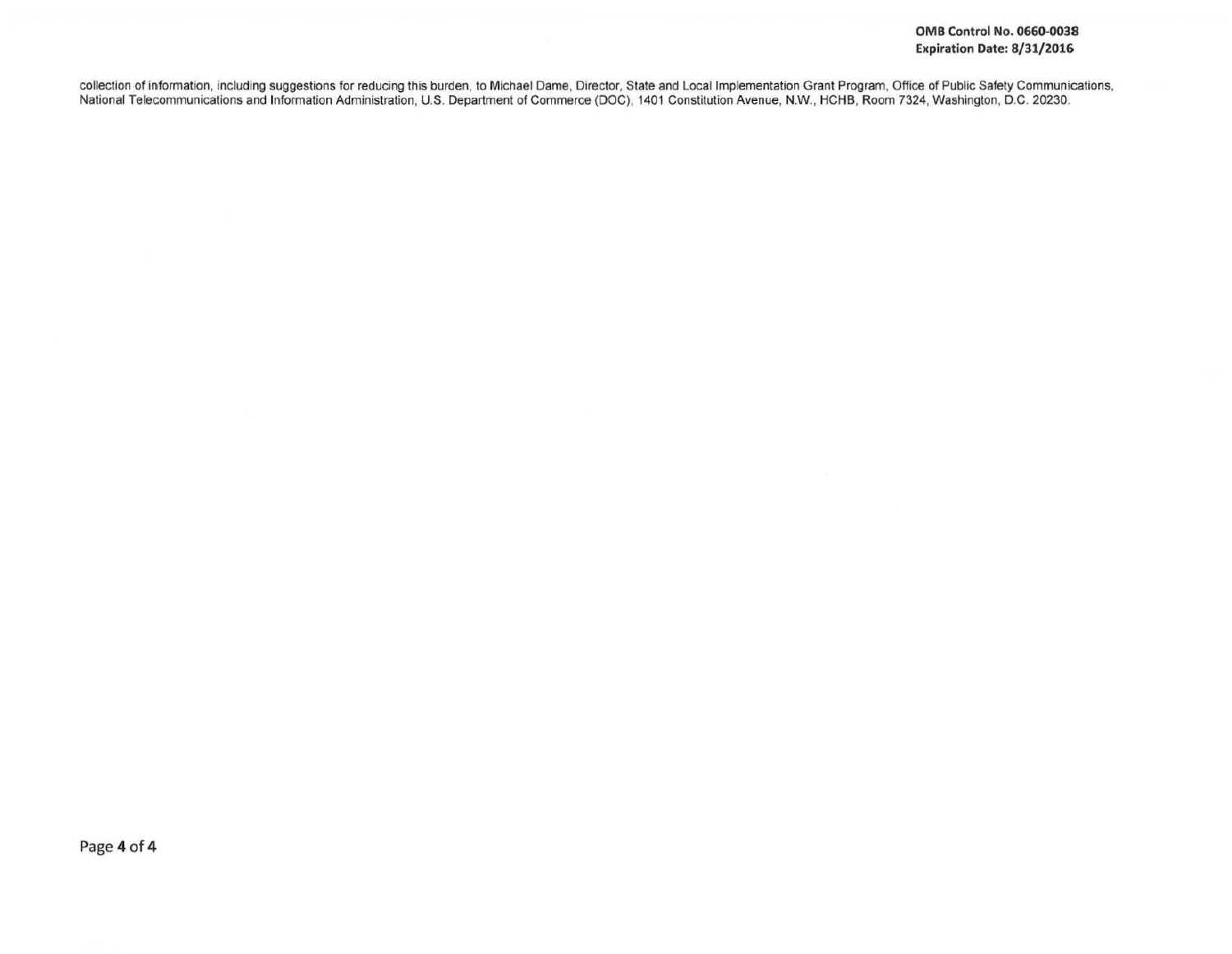collection of information, including suggestions for reducing this burden, to Michael Dame, Director, State and Local Implementation Grant Program, Office of Public Safety Communications, National Telecommunications and Information Administration, U.S. Department of Commerce (DOC), 1401 Constitution Avenue, N.W., HCHB, Room 7324, Washington, D.C. 20230.